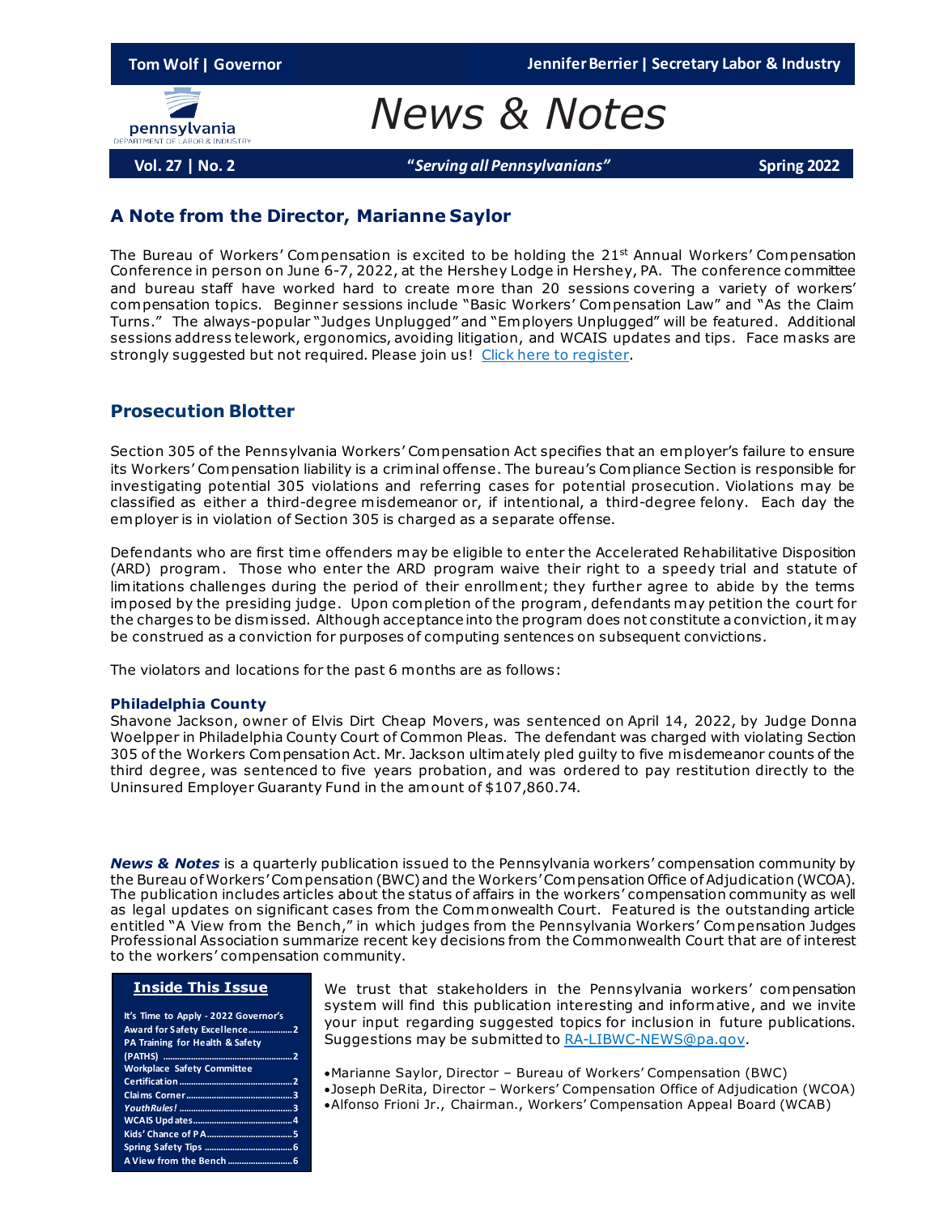Tom Wolf | Governor

Jennifer Berrier | Secretary Labor & Industry

pennsylvania
DEPARTMENT OF LABOR & INDUSTRY

# News & Notes

**Vol. 27 | No. 2** **"*Serving all Pennsylvanians*"** **Spring 2022**

## A Note from the Director, Marianne Saylor

The Bureau of Workers' Compensation is excited to be holding the 21st Annual Workers' Compensation Conference in person on June 6-7, 2022, at the Hershey Lodge in Hershey, PA. The conference committee and bureau staff have worked hard to create more than 20 sessions covering a variety of workers' compensation topics. Beginner sessions include "Basic Workers' Compensation Law" and "As the Claim Turns." The always-popular "Judges Unplugged" and "Employers Unplugged" will be featured. Additional sessions address telework, ergonomics, avoiding litigation, and WCAIS updates and tips. Face masks are strongly suggested but not required. Please join us! [Click here to register](#).

## Prosecution Blotter

Section 305 of the Pennsylvania Workers' Compensation Act specifies that an employer's failure to ensure its Workers' Compensation liability is a criminal offense. The bureau's Compliance Section is responsible for investigating potential 305 violations and referring cases for potential prosecution. Violations may be classified as either a third-degree misdemeanor or, if intentional, a third-degree felony. Each day the employer is in violation of Section 305 is charged as a separate offense.

Defendants who are first time offenders may be eligible to enter the Accelerated Rehabilitative Disposition (ARD) program. Those who enter the ARD program waive their right to a speedy trial and statute of limitations challenges during the period of their enrollment; they further agree to abide by the terms imposed by the presiding judge. Upon completion of the program, defendants may petition the court for the charges to be dismissed. Although acceptance into the program does not constitute a conviction, it may be construed as a conviction for purposes of computing sentences on subsequent convictions.

The violators and locations for the past 6 months are as follows:

### Philadelphia County

Shavone Jackson, owner of Elvis Dirt Cheap Movers, was sentenced on April 14, 2022, by Judge Donna Woelpper in Philadelphia County Court of Common Pleas. The defendant was charged with violating Section 305 of the Workers Compensation Act. Mr. Jackson ultimately pled guilty to five misdemeanor counts of the third degree, was sentenced to five years probation, and was ordered to pay restitution directly to the Uninsured Employer Guaranty Fund in the amount of $107,860.74.

***News & Notes*** is a quarterly publication issued to the Pennsylvania workers' compensation community by the Bureau of Workers' Compensation (BWC) and the Workers' Compensation Office of Adjudication (WCOA). The publication includes articles about the status of affairs in the workers' compensation community as well as legal updates on significant cases from the Commonwealth Court. Featured is the outstanding article entitled "A View from the Bench," in which judges from the Pennsylvania Workers' Compensation Judges Professional Association summarize recent key decisions from the Commonwealth Court that are of interest to the workers' compensation community.

**Inside This Issue**

| | |
|---|---|
| It's Time to Apply - 2022 Governor's Award for Safety Excellence | 2 |
| PA Training for Health & Safety (PATHS) | 2 |
| Workplace Safety Committee Certification | 2 |
| Claims Corner | 3 |
| *YouthRules!* | 3 |
| WCAIS Updates | 4 |
| Kids' Chance of PA | 5 |
| Spring Safety Tips | 6 |
| A View from the Bench | 6 |

We trust that stakeholders in the Pennsylvania workers' compensation system will find this publication interesting and informative, and we invite your input regarding suggested topics for inclusion in future publications. Suggestions may be submitted to [RA-LIBWC-NEWS@pa.gov](mailto:RA-LIBWC-NEWS@pa.gov).

- Marianne Saylor, Director – Bureau of Workers' Compensation (BWC)
- Joseph DeRita, Director – Workers' Compensation Office of Adjudication (WCOA)
- Alfonso Frioni Jr., Chairman., Workers' Compensation Appeal Board (WCAB)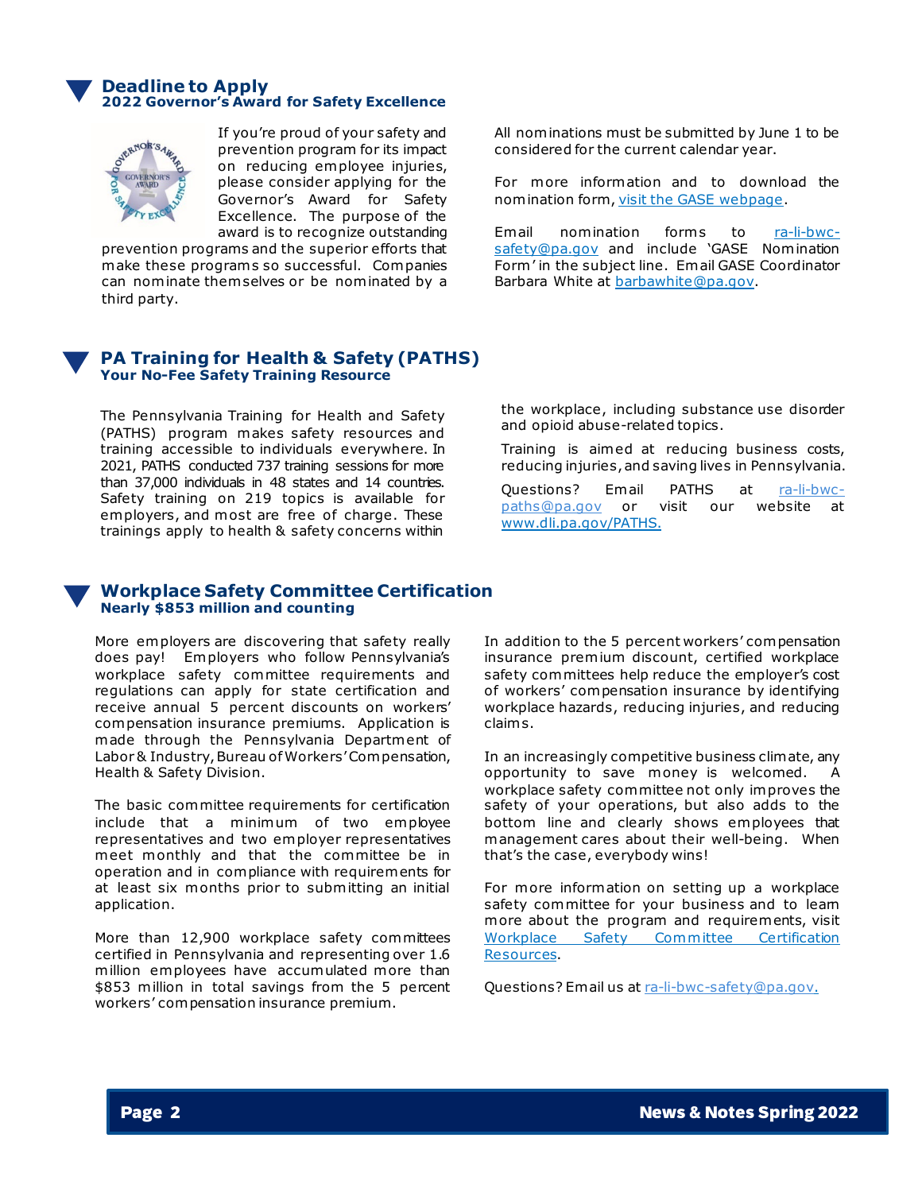## Deadline to Apply

### 2022 Governor's Award for Safety Excellence

If you're proud of your safety and prevention program for its impact on reducing employee injuries, please consider applying for the Governor's Award for Safety Excellence. The purpose of the award is to recognize outstanding prevention programs and the superior efforts that make these programs so successful. Companies can nominate themselves or be nominated by a third party.

All nominations must be submitted by June 1 to be considered for the current calendar year.

For more information and to download the nomination form, [visit the GASE webpage](#).

Email nomination forms to [ra-li-bwc-safety@pa.gov](mailto:ra-li-bwc-safety@pa.gov) and include 'GASE Nomination Form' in the subject line. Email GASE Coordinator Barbara White at [barbawhite@pa.gov](mailto:barbawhite@pa.gov).

## PA Training for Health & Safety (PATHS)

### Your No-Fee Safety Training Resource

The Pennsylvania Training for Health and Safety (PATHS) program makes safety resources and training accessible to individuals everywhere. In 2021, PATHS conducted 737 training sessions for more than 37,000 individuals in 48 states and 14 countries. Safety training on 219 topics is available for employers, and most are free of charge. These trainings apply to health & safety concerns within the workplace, including substance use disorder and opioid abuse-related topics.

Training is aimed at reducing business costs, reducing injuries, and saving lives in Pennsylvania.

Questions? Email PATHS at [ra-li-bwc-paths@pa.gov](mailto:ra-li-bwc-paths@pa.gov) or visit our website at [www.dli.pa.gov/PATHS.](http://www.dli.pa.gov/PATHS)

## Workplace Safety Committee Certification

### Nearly $853 million and counting

More employers are discovering that safety really does pay! Employers who follow Pennsylvania's workplace safety committee requirements and regulations can apply for state certification and receive annual 5 percent discounts on workers' compensation insurance premiums. Application is made through the Pennsylvania Department of Labor & Industry, Bureau of Workers' Compensation, Health & Safety Division.

The basic committee requirements for certification include that a minimum of two employee representatives and two employer representatives meet monthly and that the committee be in operation and in compliance with requirements for at least six months prior to submitting an initial application.

More than 12,900 workplace safety committees certified in Pennsylvania and representing over 1.6 million employees have accumulated more than $853 million in total savings from the 5 percent workers' compensation insurance premium.

In addition to the 5 percent workers' compensation insurance premium discount, certified workplace safety committees help reduce the employer's cost of workers' compensation insurance by identifying workplace hazards, reducing injuries, and reducing claims.

In an increasingly competitive business climate, any opportunity to save money is welcomed. A workplace safety committee not only improves the safety of your operations, but also adds to the bottom line and clearly shows employees that management cares about their well-being. When that's the case, everybody wins!

For more information on setting up a workplace safety committee for your business and to learn more about the program and requirements, visit [Workplace Safety Committee Certification Resources](#).

Questions? Email us at [ra-li-bwc-safety@pa.gov.](mailto:ra-li-bwc-safety@pa.gov)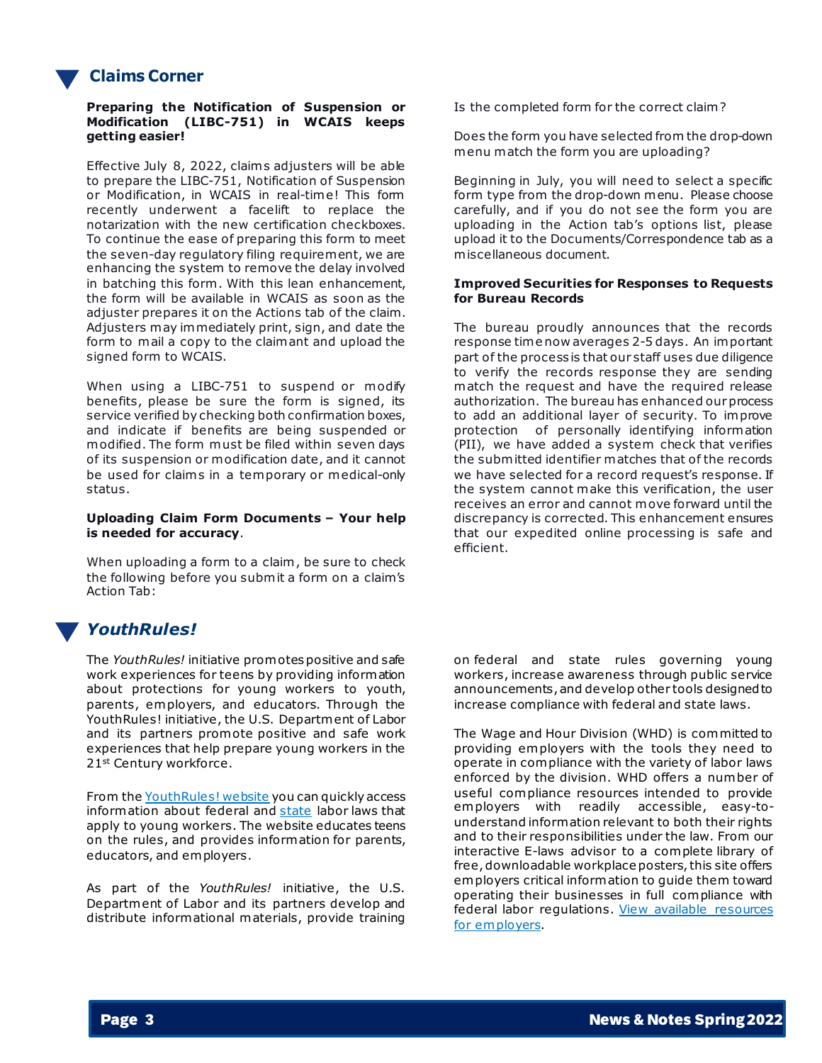## Claims Corner

**Preparing the Notification of Suspension or Modification (LIBC-751) in WCAIS keeps getting easier!**

Effective July 8, 2022, claims adjusters will be able to prepare the LIBC-751, Notification of Suspension or Modification, in WCAIS in real-time! This form recently underwent a facelift to replace the notarization with the new certification checkboxes. To continue the ease of preparing this form to meet the seven-day regulatory filing requirement, we are enhancing the system to remove the delay involved in batching this form. With this lean enhancement, the form will be available in WCAIS as soon as the adjuster prepares it on the Actions tab of the claim. Adjusters may immediately print, sign, and date the form to mail a copy to the claimant and upload the signed form to WCAIS.

When using a LIBC-751 to suspend or modify benefits, please be sure the form is signed, its service verified by checking both confirmation boxes, and indicate if benefits are being suspended or modified. The form must be filed within seven days of its suspension or modification date, and it cannot be used for claims in a temporary or medical-only status.

**Uploading Claim Form Documents – Your help is needed for accuracy**.

When uploading a form to a claim, be sure to check the following before you submit a form on a claim's Action Tab:

Is the completed form for the correct claim?

Does the form you have selected from the drop-down menu match the form you are uploading?

Beginning in July, you will need to select a specific form type from the drop-down menu. Please choose carefully, and if you do not see the form you are uploading in the Action tab's options list, please upload it to the Documents/Correspondence tab as a miscellaneous document.

**Improved Securities for Responses to Requests for Bureau Records**

The bureau proudly announces that the records response time now averages 2-5 days. An important part of the process is that our staff uses due diligence to verify the records response they are sending match the request and have the required release authorization. The bureau has enhanced our process to add an additional layer of security. To improve protection of personally identifying information (PII), we have added a system check that verifies the submitted identifier matches that of the records we have selected for a record request's response. If the system cannot make this verification, the user receives an error and cannot move forward until the discrepancy is corrected. This enhancement ensures that our expedited online processing is safe and efficient.

## *YouthRules!*

The *YouthRules!* initiative promotes positive and safe work experiences for teens by providing information about protections for young workers to youth, parents, employers, and educators. Through the YouthRules! initiative, the U.S. Department of Labor and its partners promote positive and safe work experiences that help prepare young workers in the 21st Century workforce.

From the YouthRules! website you can quickly access information about federal and state labor laws that apply to young workers. The website educates teens on the rules, and provides information for parents, educators, and employers.

As part of the *YouthRules!* initiative, the U.S. Department of Labor and its partners develop and distribute informational materials, provide training on federal and state rules governing young workers, increase awareness through public service announcements, and develop other tools designed to increase compliance with federal and state laws.

The Wage and Hour Division (WHD) is committed to providing employers with the tools they need to operate in compliance with the variety of labor laws enforced by the division. WHD offers a number of useful compliance resources intended to provide employers with readily accessible, easy-to-understand information relevant to both their rights and to their responsibilities under the law. From our interactive E-laws advisor to a complete library of free, downloadable workplace posters, this site offers employers critical information to guide them toward operating their businesses in full compliance with federal labor regulations. View available resources for employers.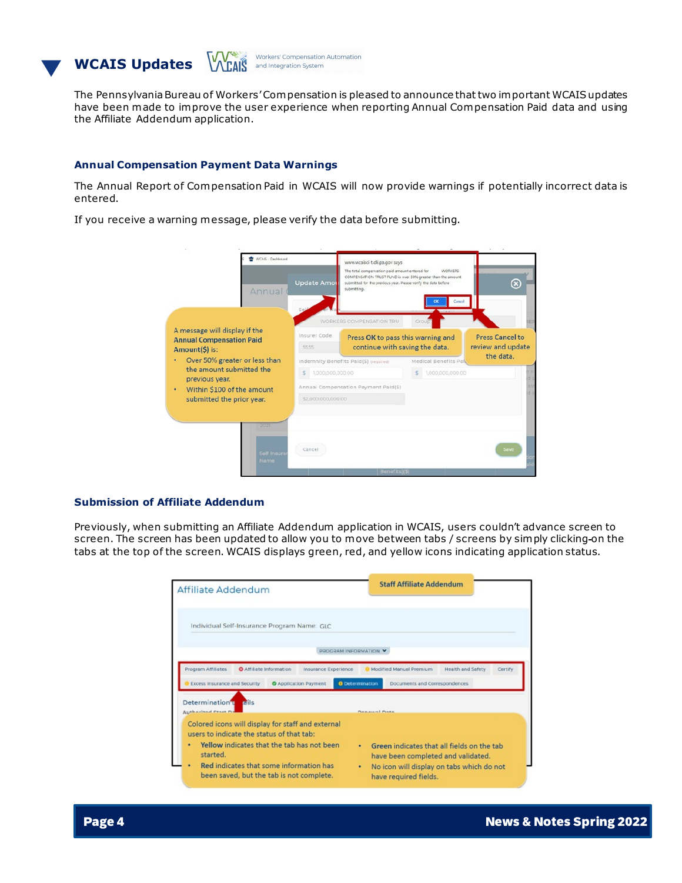# WCAIS Updates

The Pennsylvania Bureau of Workers' Compensation is pleased to announce that two important WCAIS updates have been made to improve the user experience when reporting Annual Compensation Paid data and using the Affiliate Addendum application.

## Annual Compensation Payment Data Warnings

The Annual Report of Compensation Paid in WCAIS will now provide warnings if potentially incorrect data is entered.

If you receive a warning message, please verify the data before submitting.

A message will display if the **Annual Compensation Paid Amount($)** is:

- Over 50% greater or less than the amount submitted the previous year.
- Within $100 of the amount submitted the prior year.

Press **OK** to pass this warning and continue with saving the data.

Press **Cancel** to review and update the data.

## Submission of Affiliate Addendum

Previously, when submitting an Affiliate Addendum application in WCAIS, users couldn't advance screen to screen. The screen has been updated to allow you to move between tabs / screens by simply clicking-on the tabs at the top of the screen. WCAIS displays green, red, and yellow icons indicating application status.

Colored icons will display for staff and external users to indicate the status of that tab:

- **Yellow** indicates that the tab has not been started.
- **Red** indicates that some information has been saved, but the tab is not complete.
- **Green** indicates that all fields on the tab have been completed and validated.
- No icon will display on tabs which do not have required fields.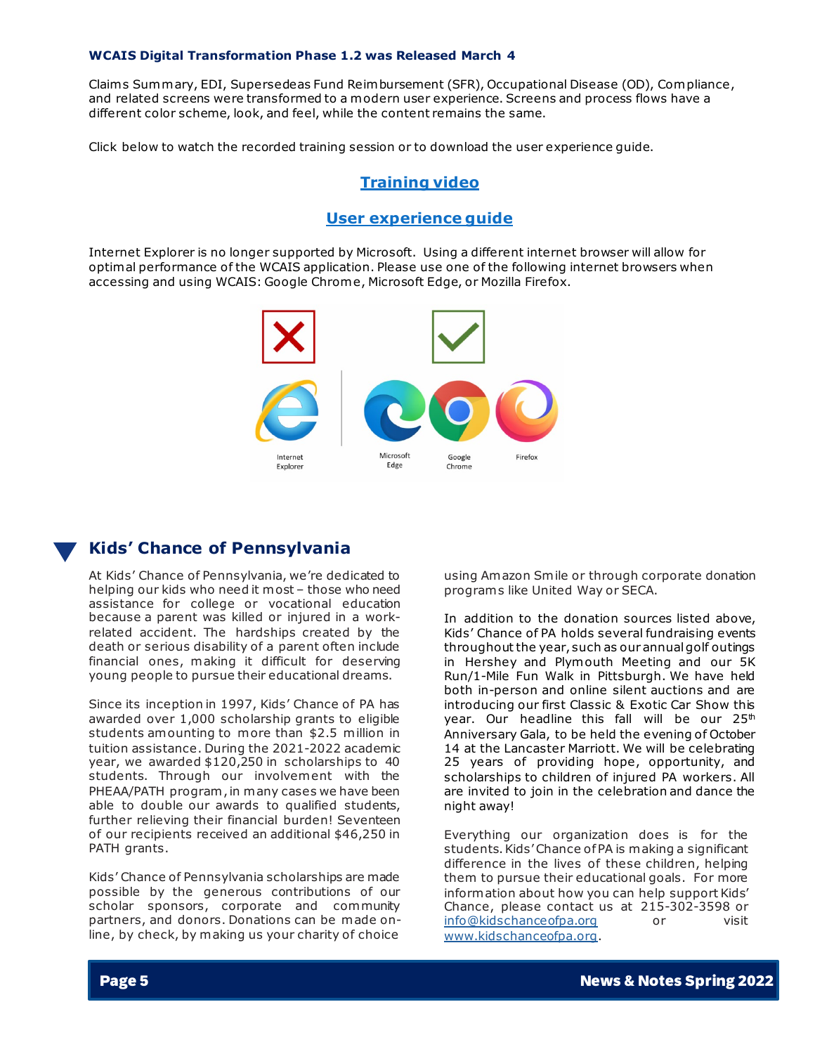### WCAIS Digital Transformation Phase 1.2 was Released March 4

Claims Summary, EDI, Supersedeas Fund Reimbursement (SFR), Occupational Disease (OD), Compliance, and related screens were transformed to a modern user experience. Screens and process flows have a different color scheme, look, and feel, while the content remains the same.

Click below to watch the recorded training session or to download the user experience guide.

**Training video**

**User experience guide**

Internet Explorer is no longer supported by Microsoft. Using a different internet browser will allow for optimal performance of the WCAIS application. Please use one of the following internet browsers when accessing and using WCAIS: Google Chrome, Microsoft Edge, or Mozilla Firefox.

Internet Explorer | Microsoft Edge | Google Chrome | Firefox

## Kids' Chance of Pennsylvania

At Kids' Chance of Pennsylvania, we're dedicated to helping our kids who need it most – those who need assistance for college or vocational education because a parent was killed or injured in a work-related accident. The hardships created by the death or serious disability of a parent often include financial ones, making it difficult for deserving young people to pursue their educational dreams.

Since its inception in 1997, Kids' Chance of PA has awarded over 1,000 scholarship grants to eligible students amounting to more than $2.5 million in tuition assistance. During the 2021-2022 academic year, we awarded $120,250 in scholarships to 40 students. Through our involvement with the PHEAA/PATH program, in many cases we have been able to double our awards to qualified students, further relieving their financial burden! Seventeen of our recipients received an additional $46,250 in PATH grants.

Kids' Chance of Pennsylvania scholarships are made possible by the generous contributions of our scholar sponsors, corporate and community partners, and donors. Donations can be made on-line, by check, by making us your charity of choice using Amazon Smile or through corporate donation programs like United Way or SECA.

In addition to the donation sources listed above, Kids' Chance of PA holds several fundraising events throughout the year, such as our annual golf outings in Hershey and Plymouth Meeting and our 5K Run/1-Mile Fun Walk in Pittsburgh. We have held both in-person and online silent auctions and are introducing our first Classic & Exotic Car Show this year. Our headline this fall will be our 25th Anniversary Gala, to be held the evening of October 14 at the Lancaster Marriott. We will be celebrating 25 years of providing hope, opportunity, and scholarships to children of injured PA workers. All are invited to join in the celebration and dance the night away!

Everything our organization does is for the students. Kids' Chance of PA is making a significant difference in the lives of these children, helping them to pursue their educational goals. For more information about how you can help support Kids' Chance, please contact us at 215-302-3598 or info@kidschanceofpa.org or visit www.kidschanceofpa.org.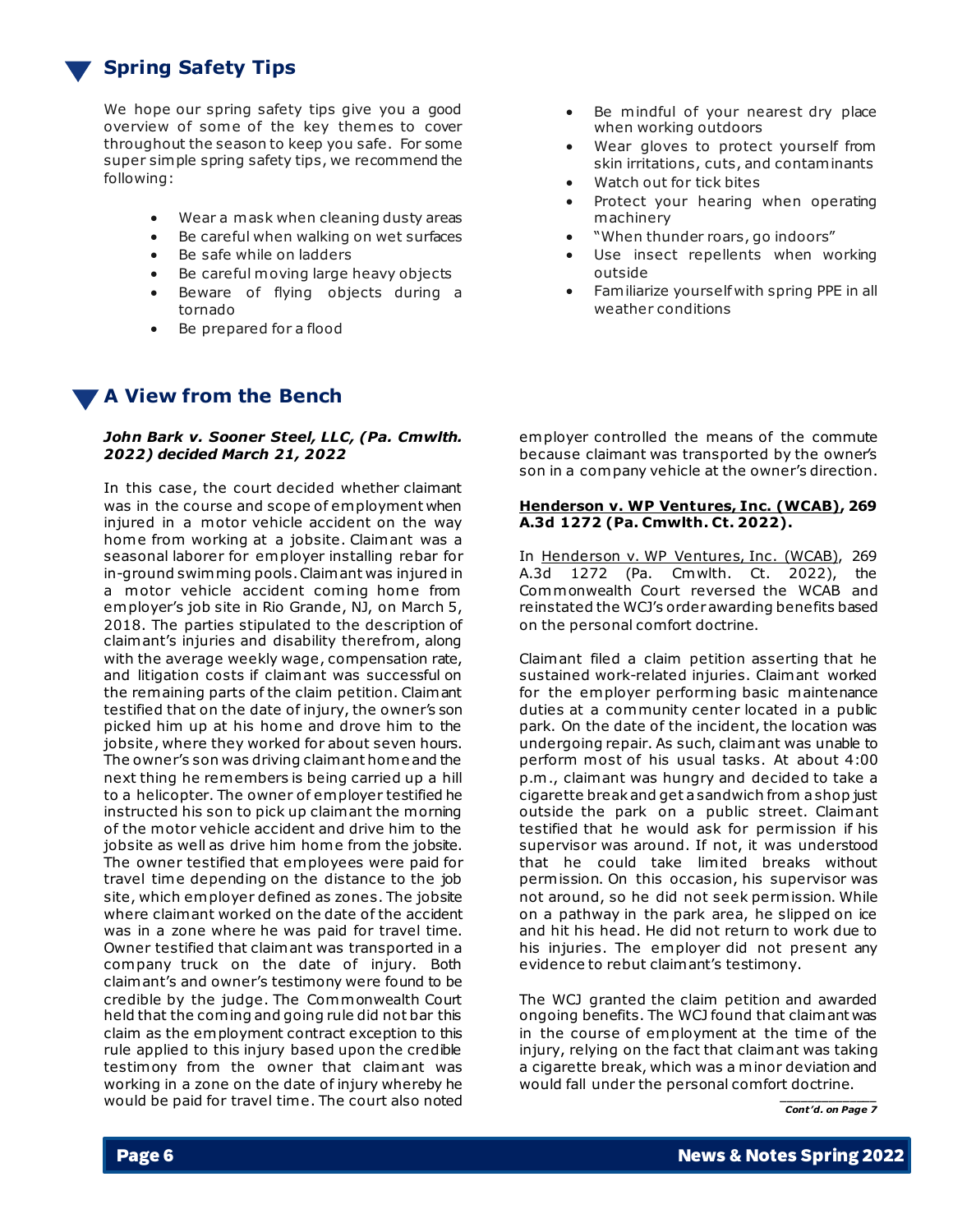## Spring Safety Tips

We hope our spring safety tips give you a good overview of some of the key themes to cover throughout the season to keep you safe. For some super simple spring safety tips, we recommend the following:

- Wear a mask when cleaning dusty areas
- Be careful when walking on wet surfaces
- Be safe while on ladders
- Be careful moving large heavy objects
- Beware of flying objects during a tornado
- Be prepared for a flood
- Be mindful of your nearest dry place when working outdoors
- Wear gloves to protect yourself from skin irritations, cuts, and contaminants
- Watch out for tick bites
- Protect your hearing when operating machinery
- "When thunder roars, go indoors"
- Use insect repellents when working outside
- Familiarize yourself with spring PPE in all weather conditions

## A View from the Bench

***John Bark v. Sooner Steel, LLC, (Pa. Cmwlth. 2022) decided March 21, 2022***

In this case, the court decided whether claimant was in the course and scope of employment when injured in a motor vehicle accident on the way home from working at a jobsite. Claimant was a seasonal laborer for employer installing rebar for in-ground swimming pools. Claimant was injured in a motor vehicle accident coming home from employer's job site in Rio Grande, NJ, on March 5, 2018. The parties stipulated to the description of claimant's injuries and disability therefrom, along with the average weekly wage, compensation rate, and litigation costs if claimant was successful on the remaining parts of the claim petition. Claimant testified that on the date of injury, the owner's son picked him up at his home and drove him to the jobsite, where they worked for about seven hours. The owner's son was driving claimant home and the next thing he remembers is being carried up a hill to a helicopter. The owner of employer testified he instructed his son to pick up claimant the morning of the motor vehicle accident and drive him to the jobsite as well as drive him home from the jobsite. The owner testified that employees were paid for travel time depending on the distance to the job site, which employer defined as zones. The jobsite where claimant worked on the date of the accident was in a zone where he was paid for travel time. Owner testified that claimant was transported in a company truck on the date of injury. Both claimant's and owner's testimony were found to be credible by the judge. The Commonwealth Court held that the coming and going rule did not bar this claim as the employment contract exception to this rule applied to this injury based upon the credible testimony from the owner that claimant was working in a zone on the date of injury whereby he would be paid for travel time. The court also noted employer controlled the means of the commute because claimant was transported by the owner's son in a company vehicle at the owner's direction.

**<u>Henderson v. WP Ventures, Inc. (WCAB)</u>, 269 A.3d 1272 (Pa. Cmwlth. Ct. 2022).**

In <u>Henderson v. WP Ventures, Inc. (WCAB)</u>, 269 A.3d 1272 (Pa. Cmwlth. Ct. 2022), the Commonwealth Court reversed the WCAB and reinstated the WCJ's order awarding benefits based on the personal comfort doctrine.

Claimant filed a claim petition asserting that he sustained work-related injuries. Claimant worked for the employer performing basic maintenance duties at a community center located in a public park. On the date of the incident, the location was undergoing repair. As such, claimant was unable to perform most of his usual tasks. At about 4:00 p.m., claimant was hungry and decided to take a cigarette break and get a sandwich from a shop just outside the park on a public street. Claimant testified that he would ask for permission if his supervisor was around. If not, it was understood that he could take limited breaks without permission. On this occasion, his supervisor was not around, so he did not seek permission. While on a pathway in the park area, he slipped on ice and hit his head. He did not return to work due to his injuries. The employer did not present any evidence to rebut claimant's testimony.

The WCJ granted the claim petition and awarded ongoing benefits. The WCJ found that claimant was in the course of employment at the time of the injury, relying on the fact that claimant was taking a cigarette break, which was a minor deviation and would fall under the personal comfort doctrine.

*Cont'd. on Page 7*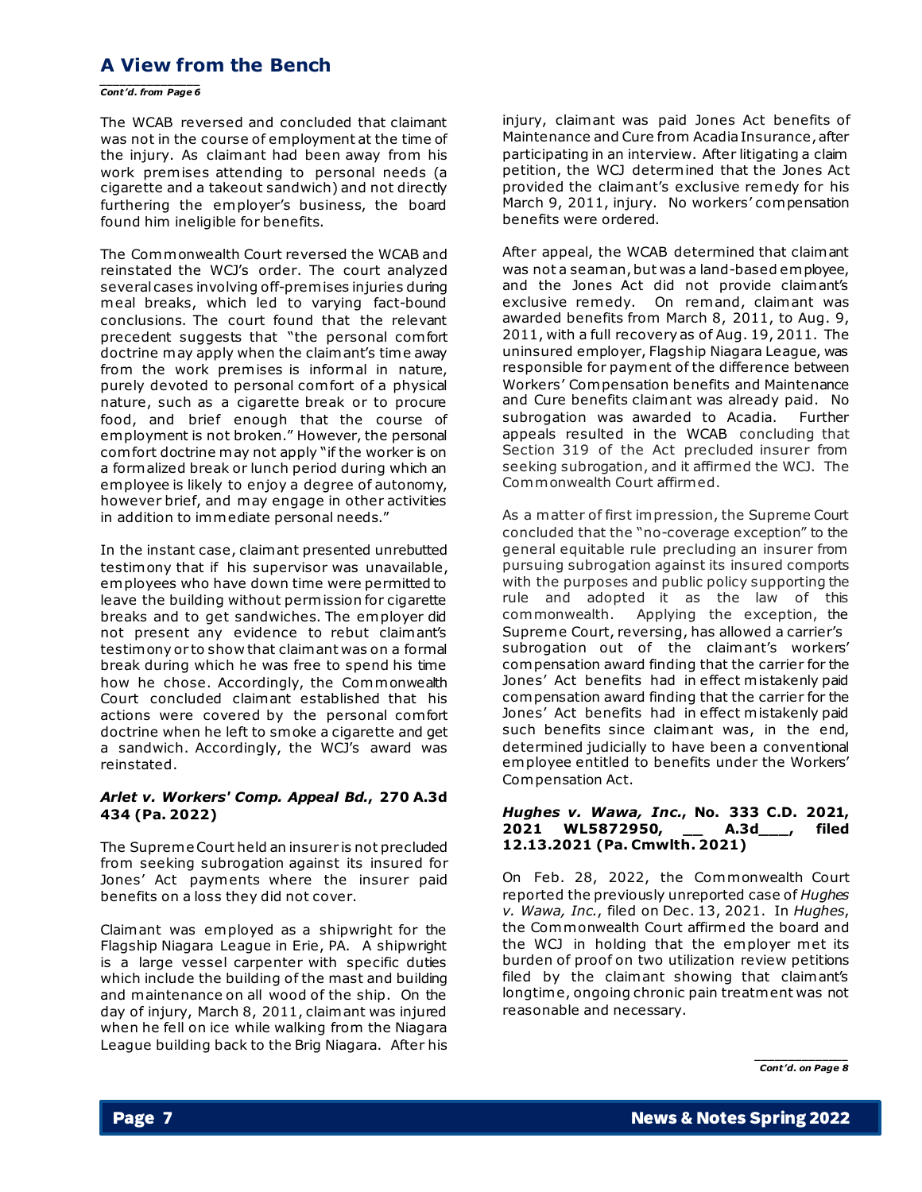## A View from the Bench

*Cont'd. from Page 6*

The WCAB reversed and concluded that claimant was not in the course of employment at the time of the injury. As claimant had been away from his work premises attending to personal needs (a cigarette and a takeout sandwich) and not directly furthering the employer's business, the board found him ineligible for benefits.

The Commonwealth Court reversed the WCAB and reinstated the WCJ's order. The court analyzed several cases involving off-premises injuries during meal breaks, which led to varying fact-bound conclusions. The court found that the relevant precedent suggests that "the personal comfort doctrine may apply when the claimant's time away from the work premises is informal in nature, purely devoted to personal comfort of a physical nature, such as a cigarette break or to procure food, and brief enough that the course of employment is not broken." However, the personal comfort doctrine may not apply "if the worker is on a formalized break or lunch period during which an employee is likely to enjoy a degree of autonomy, however brief, and may engage in other activities in addition to immediate personal needs."

In the instant case, claimant presented unrebutted testimony that if his supervisor was unavailable, employees who have down time were permitted to leave the building without permission for cigarette breaks and to get sandwiches. The employer did not present any evidence to rebut claimant's testimony or to show that claimant was on a formal break during which he was free to spend his time how he chose. Accordingly, the Commonwealth Court concluded claimant established that his actions were covered by the personal comfort doctrine when he left to smoke a cigarette and get a sandwich. Accordingly, the WCJ's award was reinstated.

### *Arlet v. Workers' Comp. Appeal Bd.*, 270 A.3d 434 (Pa. 2022)

The Supreme Court held an insurer is not precluded from seeking subrogation against its insured for Jones' Act payments where the insurer paid benefits on a loss they did not cover.

Claimant was employed as a shipwright for the Flagship Niagara League in Erie, PA. A shipwright is a large vessel carpenter with specific duties which include the building of the mast and building and maintenance on all wood of the ship. On the day of injury, March 8, 2011, claimant was injured when he fell on ice while walking from the Niagara League building back to the Brig Niagara. After his injury, claimant was paid Jones Act benefits of Maintenance and Cure from Acadia Insurance, after participating in an interview. After litigating a claim petition, the WCJ determined that the Jones Act provided the claimant's exclusive remedy for his March 9, 2011, injury. No workers' compensation benefits were ordered.

After appeal, the WCAB determined that claimant was not a seaman, but was a land-based employee, and the Jones Act did not provide claimant's exclusive remedy. On remand, claimant was awarded benefits from March 8, 2011, to Aug. 9, 2011, with a full recovery as of Aug. 19, 2011. The uninsured employer, Flagship Niagara League, was responsible for payment of the difference between Workers' Compensation benefits and Maintenance and Cure benefits claimant was already paid. No subrogation was awarded to Acadia. Further appeals resulted in the WCAB concluding that Section 319 of the Act precluded insurer from seeking subrogation, and it affirmed the WCJ. The Commonwealth Court affirmed.

As a matter of first impression, the Supreme Court concluded that the "no-coverage exception" to the general equitable rule precluding an insurer from pursuing subrogation against its insured comports with the purposes and public policy supporting the rule and adopted it as the law of this commonwealth. Applying the exception, the Supreme Court, reversing, has allowed a carrier's subrogation out of the claimant's workers' compensation award finding that the carrier for the Jones' Act benefits had in effect mistakenly paid compensation award finding that the carrier for the Jones' Act benefits had in effect mistakenly paid such benefits since claimant was, in the end, determined judicially to have been a conventional employee entitled to benefits under the Workers' Compensation Act.

### *Hughes v. Wawa, Inc.*, No. 333 C.D. 2021, 2021 WL5872950, __ A.3d___, filed 12.13.2021 (Pa. Cmwlth. 2021)

On Feb. 28, 2022, the Commonwealth Court reported the previously unreported case of *Hughes v. Wawa, Inc.*, filed on Dec. 13, 2021. In *Hughes*, the Commonwealth Court affirmed the board and the WCJ in holding that the employer met its burden of proof on two utilization review petitions filed by the claimant showing that claimant's longtime, ongoing chronic pain treatment was not reasonable and necessary.

*Cont'd. on Page 8*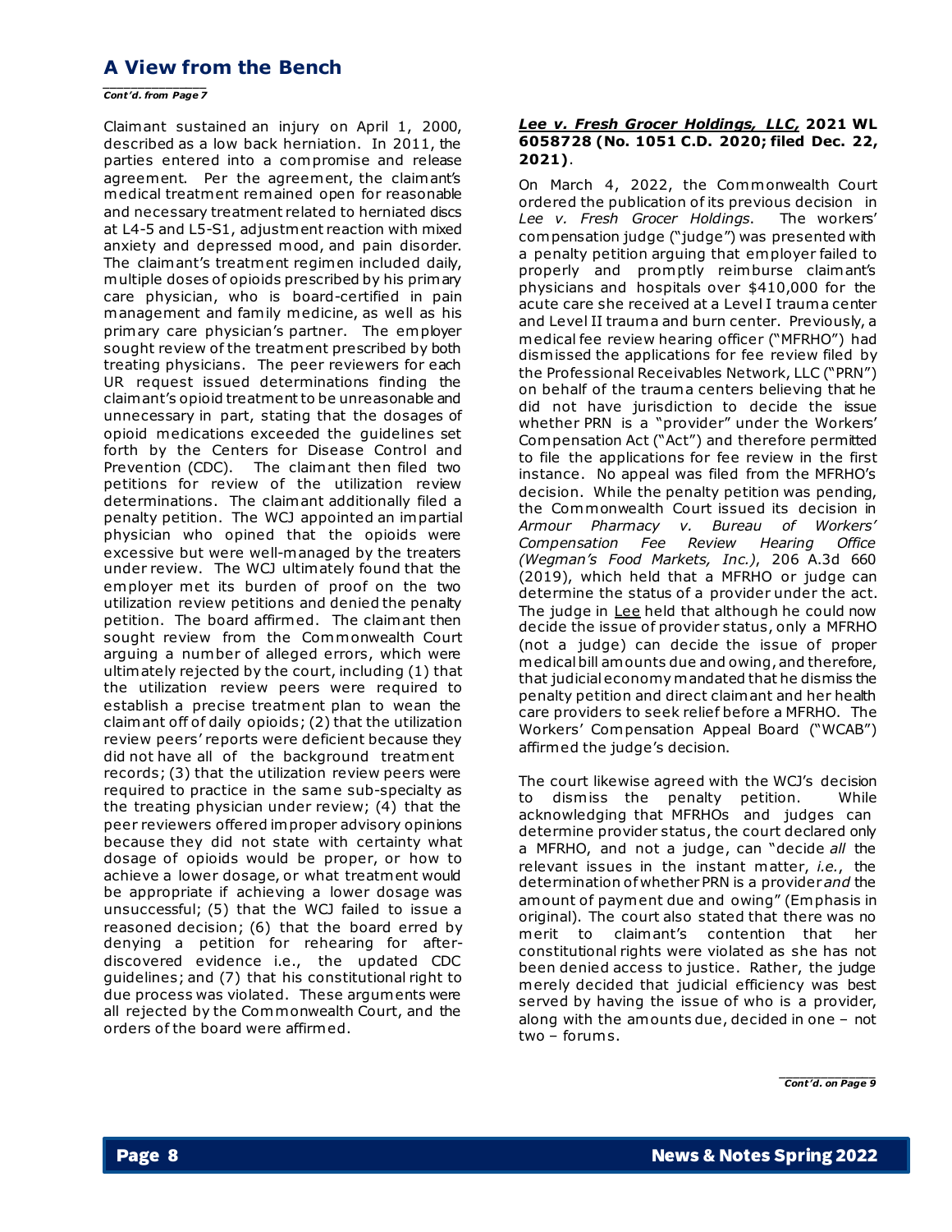## A View from the Bench

*Cont'd. from Page 7*

Claimant sustained an injury on April 1, 2000, described as a low back herniation. In 2011, the parties entered into a compromise and release agreement. Per the agreement, the claimant's medical treatment remained open for reasonable and necessary treatment related to herniated discs at L4-5 and L5-S1, adjustment reaction with mixed anxiety and depressed mood, and pain disorder. The claimant's treatment regimen included daily, multiple doses of opioids prescribed by his primary care physician, who is board-certified in pain management and family medicine, as well as his primary care physician's partner. The employer sought review of the treatment prescribed by both treating physicians. The peer reviewers for each UR request issued determinations finding the claimant's opioid treatment to be unreasonable and unnecessary in part, stating that the dosages of opioid medications exceeded the guidelines set forth by the Centers for Disease Control and Prevention (CDC). The claimant then filed two petitions for review of the utilization review determinations. The claimant additionally filed a penalty petition. The WCJ appointed an impartial physician who opined that the opioids were excessive but were well-managed by the treaters under review. The WCJ ultimately found that the employer met its burden of proof on the two utilization review petitions and denied the penalty petition. The board affirmed. The claimant then sought review from the Commonwealth Court arguing a number of alleged errors, which were ultimately rejected by the court, including (1) that the utilization review peers were required to establish a precise treatment plan to wean the claimant off of daily opioids; (2) that the utilization review peers' reports were deficient because they did not have all of the background treatment records; (3) that the utilization review peers were required to practice in the same sub-specialty as the treating physician under review; (4) that the peer reviewers offered improper advisory opinions because they did not state with certainty what dosage of opioids would be proper, or how to achieve a lower dosage, or what treatment would be appropriate if achieving a lower dosage was unsuccessful; (5) that the WCJ failed to issue a reasoned decision; (6) that the board erred by denying a petition for rehearing for after-discovered evidence i.e., the updated CDC guidelines; and (7) that his constitutional right to due process was violated. These arguments were all rejected by the Commonwealth Court, and the orders of the board were affirmed.

***Lee v. Fresh Grocer Holdings, LLC*, 2021 WL 6058728 (No. 1051 C.D. 2020; filed Dec. 22, 2021)**.

On March 4, 2022, the Commonwealth Court ordered the publication of its previous decision in *Lee v. Fresh Grocer Holdings*. The workers' compensation judge ("judge") was presented with a penalty petition arguing that employer failed to properly and promptly reimburse claimant's physicians and hospitals over $410,000 for the acute care she received at a Level I trauma center and Level II trauma and burn center. Previously, a medical fee review hearing officer ("MFRHO") had dismissed the applications for fee review filed by the Professional Receivables Network, LLC ("PRN") on behalf of the trauma centers believing that he did not have jurisdiction to decide the issue whether PRN is a "provider" under the Workers' Compensation Act ("Act") and therefore permitted to file the applications for fee review in the first instance. No appeal was filed from the MFRHO's decision. While the penalty petition was pending, the Commonwealth Court issued its decision in *Armour Pharmacy v. Bureau of Workers' Compensation Fee Review Hearing Office (Wegman's Food Markets, Inc.)*, 206 A.3d 660 (2019), which held that a MFRHO or judge can determine the status of a provider under the act. The judge in Lee held that although he could now decide the issue of provider status, only a MFRHO (not a judge) can decide the issue of proper medical bill amounts due and owing, and therefore, that judicial economy mandated that he dismiss the penalty petition and direct claimant and her health care providers to seek relief before a MFRHO. The Workers' Compensation Appeal Board ("WCAB") affirmed the judge's decision.

The court likewise agreed with the WCJ's decision to dismiss the penalty petition. While acknowledging that MFRHOs and judges can determine provider status, the court declared only a MFRHO, and not a judge, can "decide *all* the relevant issues in the instant matter, *i.e.*, the determination of whether PRN is a provider *and* the amount of payment due and owing" (Emphasis in original). The court also stated that there was no merit to claimant's contention that her constitutional rights were violated as she has not been denied access to justice. Rather, the judge merely decided that judicial efficiency was best served by having the issue of who is a provider, along with the amounts due, decided in one – not two – forums.

*Cont'd. on Page 9*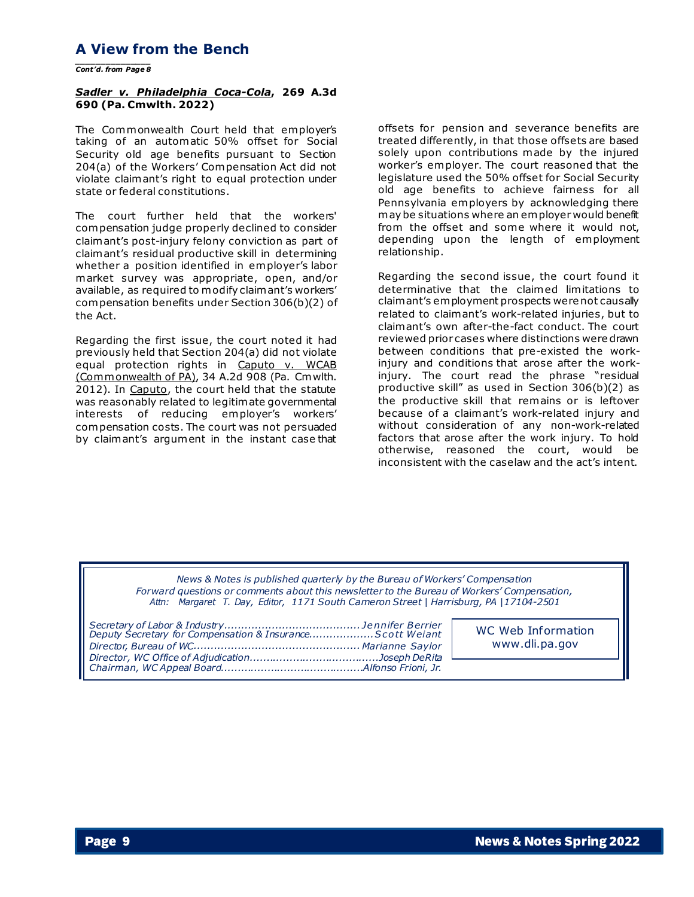## A View from the Bench

*Cont'd. from Page 8*

### ***Sadler v. Philadelphia Coca-Cola*, 269 A.3d 690 (Pa. Cmwlth. 2022)**

The Commonwealth Court held that employer's taking of an automatic 50% offset for Social Security old age benefits pursuant to Section 204(a) of the Workers' Compensation Act did not violate claimant's right to equal protection under state or federal constitutions.

The court further held that the workers' compensation judge properly declined to consider claimant's post-injury felony conviction as part of claimant's residual productive skill in determining whether a position identified in employer's labor market survey was appropriate, open, and/or available, as required to modify claimant's workers' compensation benefits under Section 306(b)(2) of the Act.

Regarding the first issue, the court noted it had previously held that Section 204(a) did not violate equal protection rights in Caputo v. WCAB (Commonwealth of PA), 34 A.2d 908 (Pa. Cmwlth. 2012). In Caputo, the court held that the statute was reasonably related to legitimate governmental interests of reducing employer's workers' compensation costs. The court was not persuaded by claimant's argument in the instant case that offsets for pension and severance benefits are treated differently, in that those offsets are based solely upon contributions made by the injured worker's employer. The court reasoned that the legislature used the 50% offset for Social Security old age benefits to achieve fairness for all Pennsylvania employers by acknowledging there may be situations where an employer would benefit from the offset and some where it would not, depending upon the length of employment relationship.

Regarding the second issue, the court found it determinative that the claimed limitations to claimant's employment prospects were not causally related to claimant's work-related injuries, but to claimant's own after-the-fact conduct. The court reviewed prior cases where distinctions were drawn between conditions that pre-existed the work-injury and conditions that arose after the work-injury. The court read the phrase "residual productive skill" as used in Section 306(b)(2) as the productive skill that remains or is leftover because of a claimant's work-related injury and without consideration of any non-work-related factors that arose after the work injury. To hold otherwise, reasoned the court, would be inconsistent with the caselaw and the act's intent.

---

*News & Notes is published quarterly by the Bureau of Workers' Compensation*
*Forward questions or comments about this newsletter to the Bureau of Workers' Compensation, Attn: Margaret T. Day, Editor, 1171 South Cameron Street | Harrisburg, PA |17104-2501*

*Secretary of Labor & Industry........................................Jennifer Berrier*
*Deputy Secretary for Compensation & Insurance...................Scott Weiant*
*Director, Bureau of WC................................................Marianne Saylor*
*Director, WC Office of Adjudication......................................Joseph DeRita*
*Chairman, WC Appeal Board..........................................Alfonso Frioni, Jr.*

WC Web Information
www.dli.pa.gov